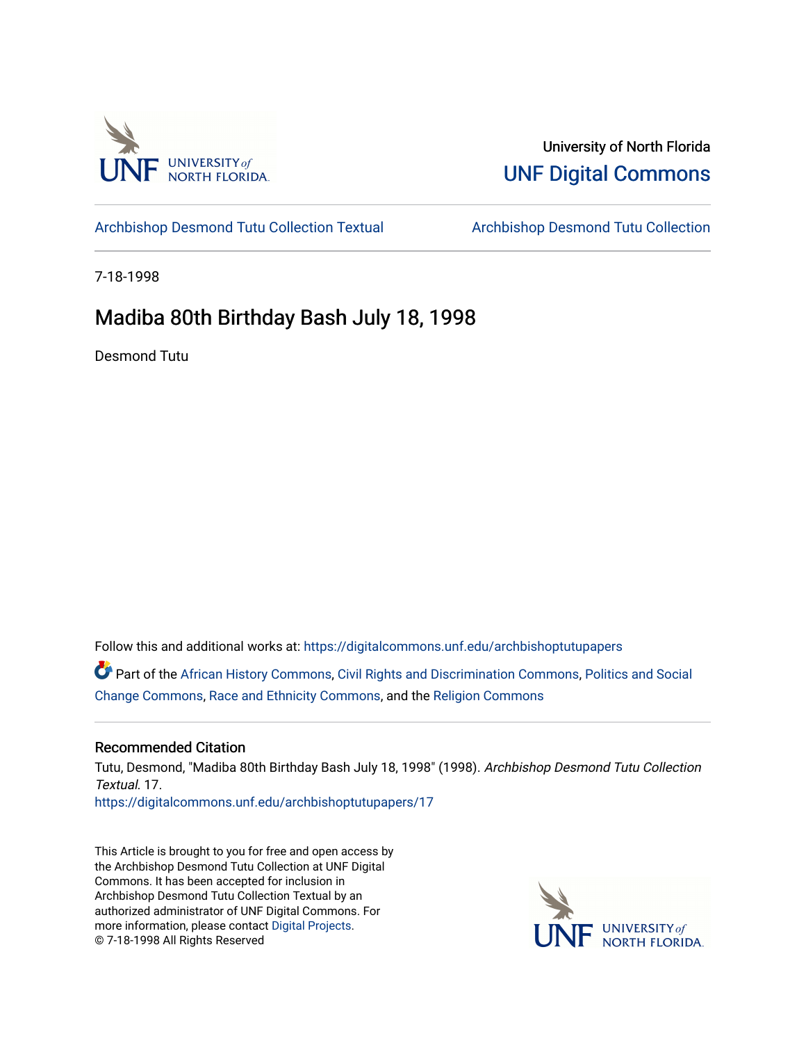University of North Florida

UNF Digital Commons

Archbishop Desmond Tutu Collection Textual

Archbishop Desmond Tutu Collection

7-18-1998

# Madiba 80th Birthday Bash July 18, 1998

Desmond Tutu

Follow this and additional works at: https://digitalcommons.unf.edu/archbishoptutupapers

Part of the African History Commons, Civil Rights and Discrimination Commons, Politics and Social Change Commons, Race and Ethnicity Commons, and the Religion Commons

## Recommended Citation

Tutu, Desmond, "Madiba 80th Birthday Bash July 18, 1998" (1998). *Archbishop Desmond Tutu Collection Textual*. 17.
https://digitalcommons.unf.edu/archbishoptutupapers/17

This Article is brought to you for free and open access by the Archbishop Desmond Tutu Collection at UNF Digital Commons. It has been accepted for inclusion in Archbishop Desmond Tutu Collection Textual by an authorized administrator of UNF Digital Commons. For more information, please contact Digital Projects.
© 7-18-1998 All Rights Reserved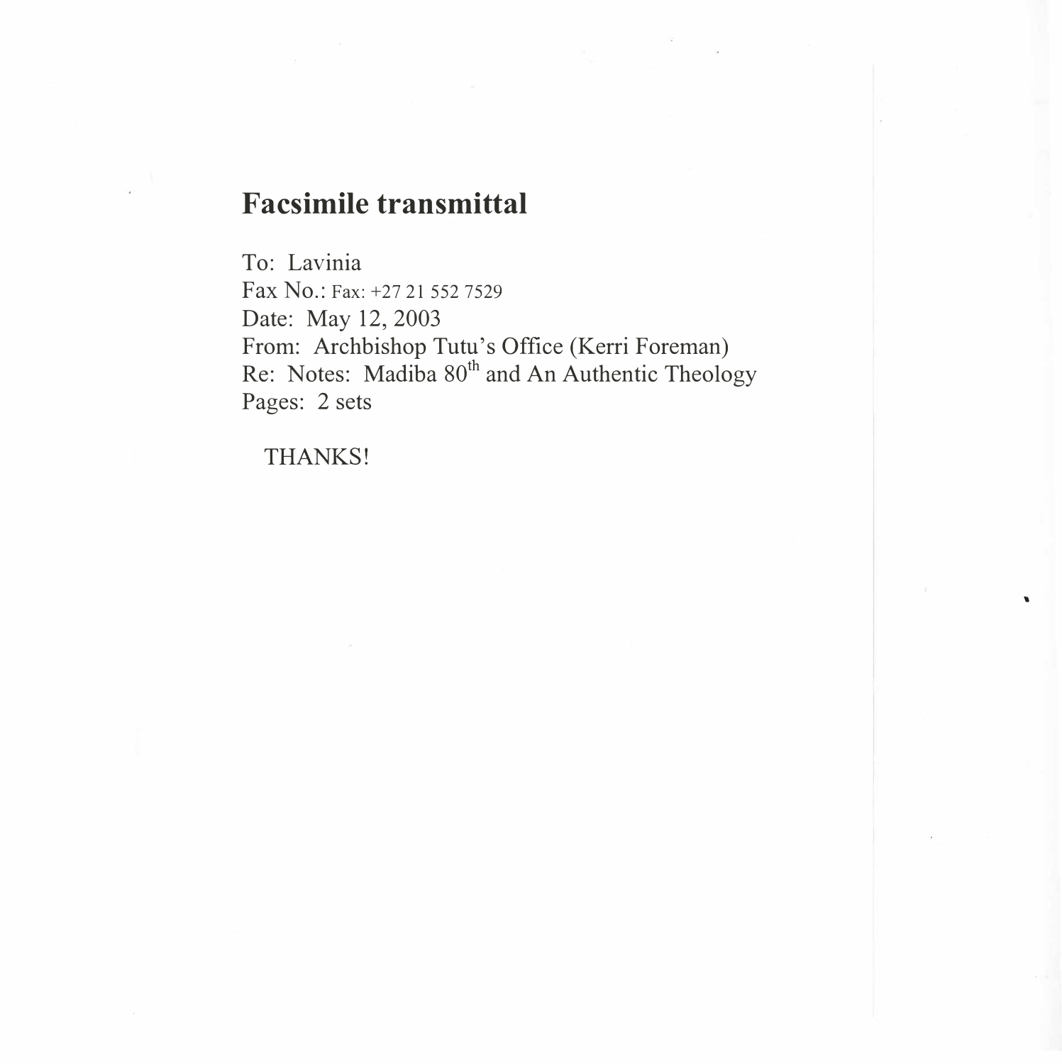# Facsimile transmittal

To: Lavinia
Fax No.: Fax: +27 21 552 7529
Date: May 12, 2003
From: Archbishop Tutu's Office (Kerri Foreman)
Re: Notes: Madiba 80th and An Authentic Theology
Pages: 2 sets

THANKS!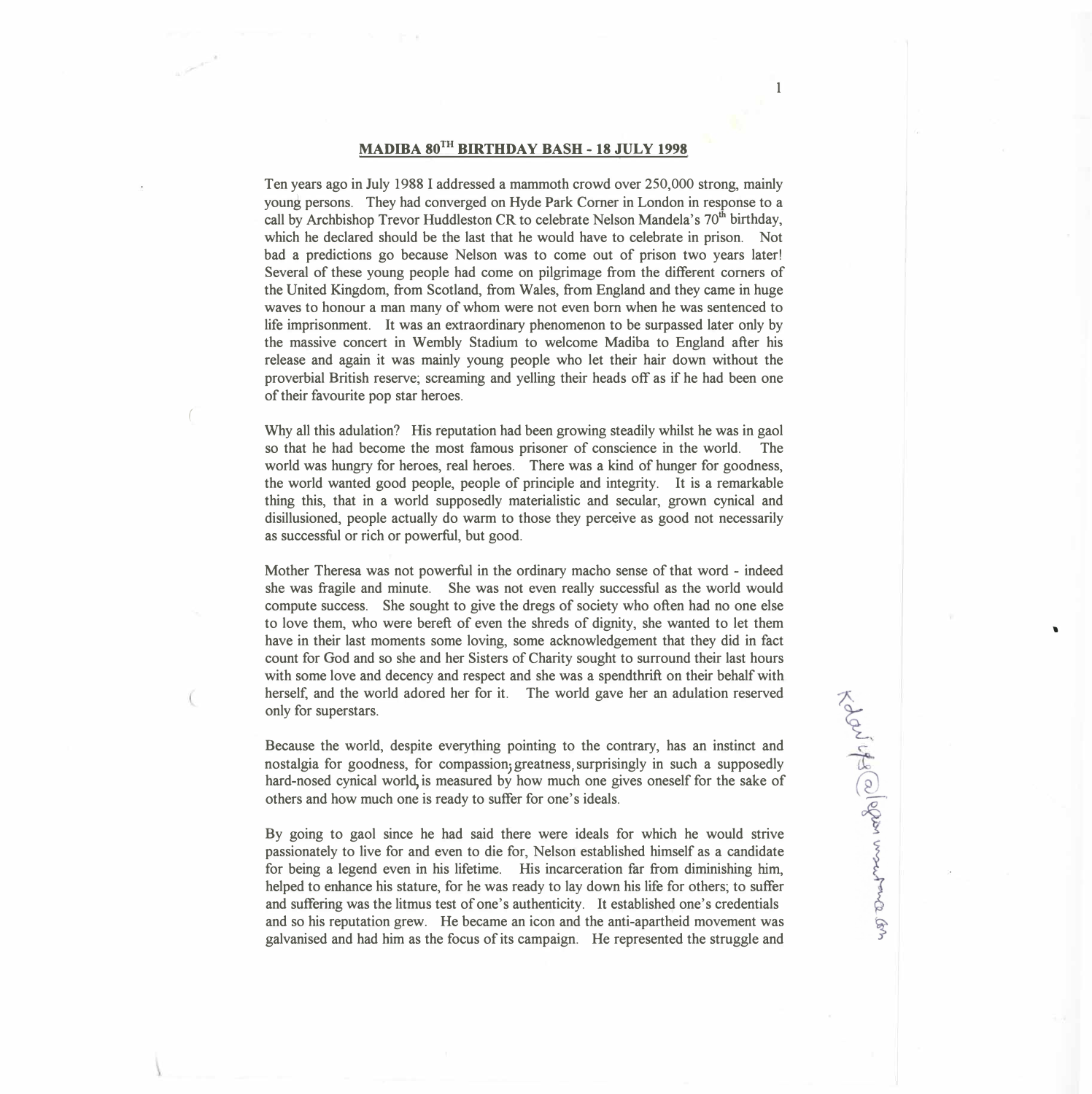## MADIBA 80TH BIRTHDAY BASH - 18 JULY 1998

Ten years ago in July 1988 I addressed a mammoth crowd over 250,000 strong, mainly young persons. They had converged on Hyde Park Corner in London in response to a call by Archbishop Trevor Huddleston CR to celebrate Nelson Mandela's 70th birthday, which he declared should be the last that he would have to celebrate in prison. Not bad a predictions go because Nelson was to come out of prison two years later! Several of these young people had come on pilgrimage from the different corners of the United Kingdom, from Scotland, from Wales, from England and they came in huge waves to honour a man many of whom were not even born when he was sentenced to life imprisonment. It was an extraordinary phenomenon to be surpassed later only by the massive concert in Wembly Stadium to welcome Madiba to England after his release and again it was mainly young people who let their hair down without the proverbial British reserve; screaming and yelling their heads off as if he had been one of their favourite pop star heroes.

Why all this adulation? His reputation had been growing steadily whilst he was in gaol so that he had become the most famous prisoner of conscience in the world. The world was hungry for heroes, real heroes. There was a kind of hunger for goodness, the world wanted good people, people of principle and integrity. It is a remarkable thing this, that in a world supposedly materialistic and secular, grown cynical and disillusioned, people actually do warm to those they perceive as good not necessarily as successful or rich or powerful, but good.

Mother Theresa was not powerful in the ordinary macho sense of that word - indeed she was fragile and minute. She was not even really successful as the world would compute success. She sought to give the dregs of society who often had no one else to love them, who were bereft of even the shreds of dignity, she wanted to let them have in their last moments some loving, some acknowledgement that they did in fact count for God and so she and her Sisters of Charity sought to surround their last hours with some love and decency and respect and she was a spendthrift on their behalf with herself, and the world adored her for it. The world gave her an adulation reserved only for superstars.

Because the world, despite everything pointing to the contrary, has an instinct and nostalgia for goodness, for compassion; greatness, surprisingly in such a supposedly hard-nosed cynical world, is measured by how much one gives oneself for the sake of others and how much one is ready to suffer for one's ideals.

By going to gaol since he had said there were ideals for which he would strive passionately to live for and even to die for, Nelson established himself as a candidate for being a legend even in his lifetime. His incarceration far from diminishing him, helped to enhance his stature, for he was ready to lay down his life for others; to suffer and suffering was the litmus test of one's authenticity. It established one's credentials and so his reputation grew. He became an icon and the anti-apartheid movement was galvanised and had him as the focus of its campaign. He represented the struggle and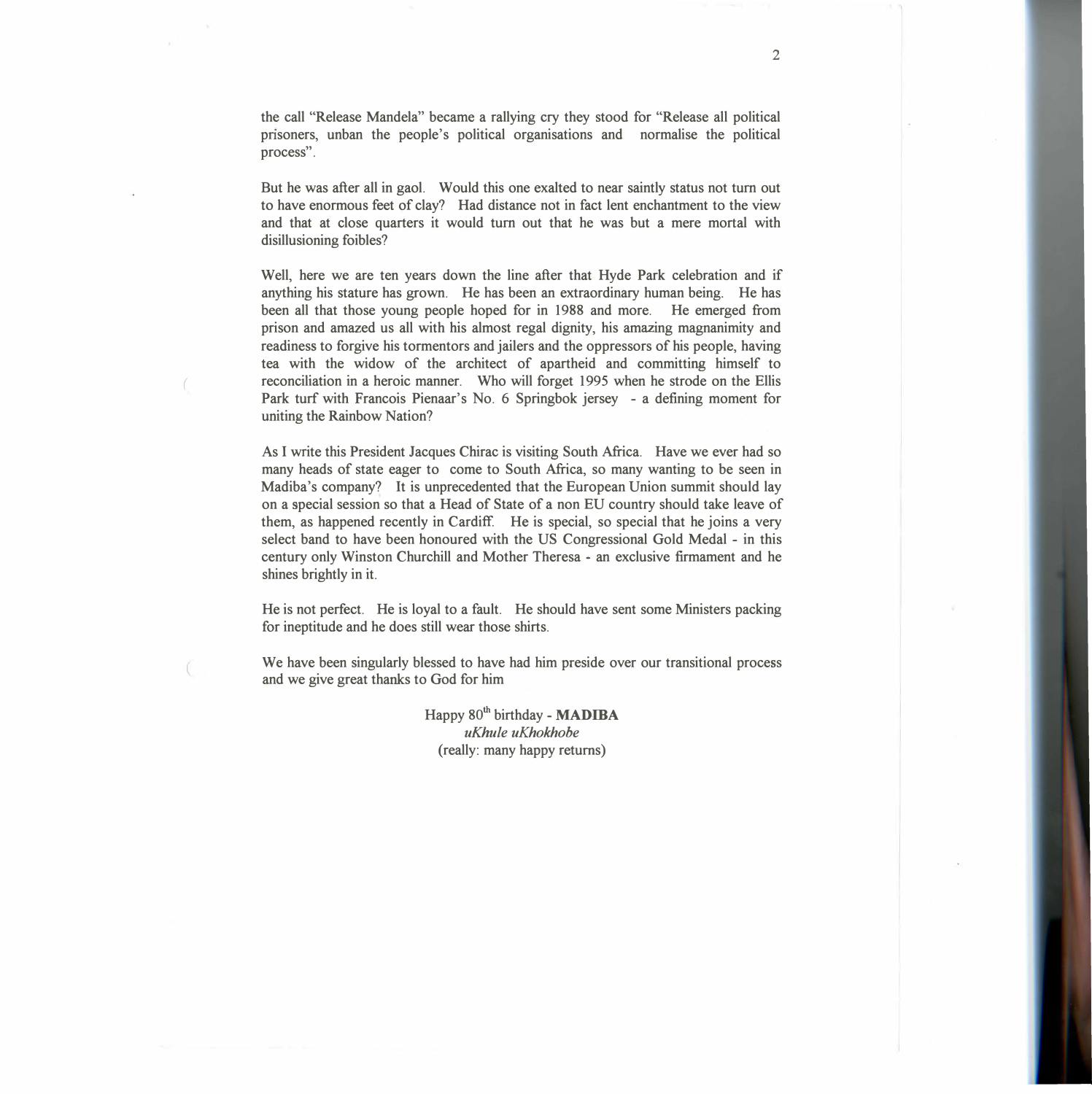the call "Release Mandela" became a rallying cry they stood for "Release all political prisoners, unban the people's political organisations and normalise the political process".

But he was after all in gaol. Would this one exalted to near saintly status not turn out to have enormous feet of clay? Had distance not in fact lent enchantment to the view and that at close quarters it would turn out that he was but a mere mortal with disillusioning foibles?

Well, here we are ten years down the line after that Hyde Park celebration and if anything his stature has grown. He has been an extraordinary human being. He has been all that those young people hoped for in 1988 and more. He emerged from prison and amazed us all with his almost regal dignity, his amazing magnanimity and readiness to forgive his tormentors and jailers and the oppressors of his people, having tea with the widow of the architect of apartheid and committing himself to reconciliation in a heroic manner. Who will forget 1995 when he strode on the Ellis Park turf with Francois Pienaar's No. 6 Springbok jersey - a defining moment for uniting the Rainbow Nation?

As I write this President Jacques Chirac is visiting South Africa. Have we ever had so many heads of state eager to come to South Africa, so many wanting to be seen in Madiba's company? It is unprecedented that the European Union summit should lay on a special session so that a Head of State of a non EU country should take leave of them, as happened recently in Cardiff. He is special, so special that he joins a very select band to have been honoured with the US Congressional Gold Medal - in this century only Winston Churchill and Mother Theresa - an exclusive firmament and he shines brightly in it.

He is not perfect. He is loyal to a fault. He should have sent some Ministers packing for ineptitude and he does still wear those shirts.

We have been singularly blessed to have had him preside over our transitional process and we give great thanks to God for him

Happy 80th birthday - **MADIBA**
*uKhule uKhokhobe*
(really: many happy returns)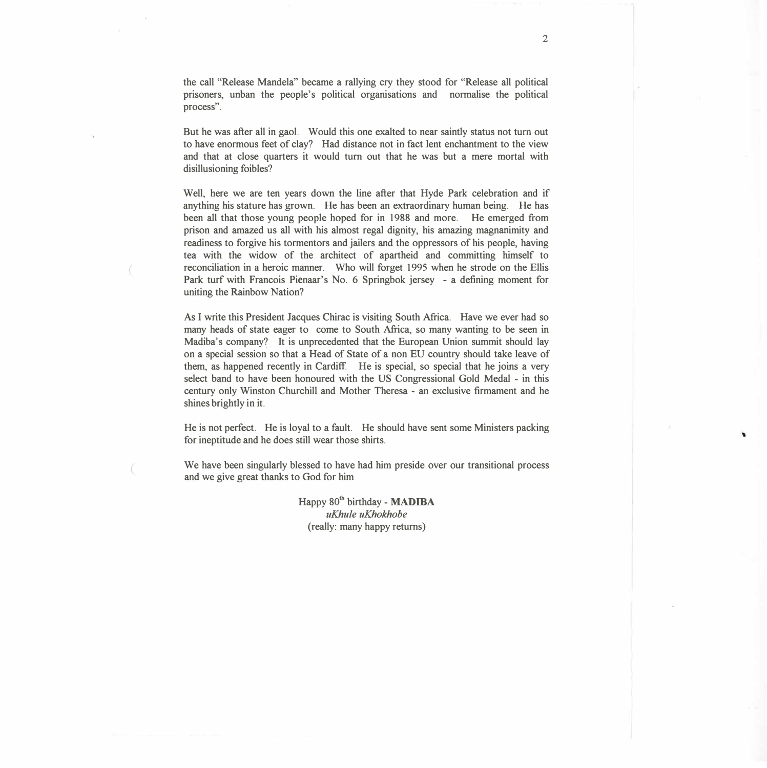the call "Release Mandela" became a rallying cry they stood for "Release all political prisoners, unban the people's political organisations and normalise the political process".

But he was after all in gaol. Would this one exalted to near saintly status not turn out to have enormous feet of clay? Had distance not in fact lent enchantment to the view and that at close quarters it would turn out that he was but a mere mortal with disillusioning foibles?

Well, here we are ten years down the line after that Hyde Park celebration and if anything his stature has grown. He has been an extraordinary human being. He has been all that those young people hoped for in 1988 and more. He emerged from prison and amazed us all with his almost regal dignity, his amazing magnanimity and readiness to forgive his tormentors and jailers and the oppressors of his people, having tea with the widow of the architect of apartheid and committing himself to reconciliation in a heroic manner. Who will forget 1995 when he strode on the Ellis Park turf with Francois Pienaar's No. 6 Springbok jersey - a defining moment for uniting the Rainbow Nation?

As I write this President Jacques Chirac is visiting South Africa. Have we ever had so many heads of state eager to come to South Africa, so many wanting to be seen in Madiba's company? It is unprecedented that the European Union summit should lay on a special session so that a Head of State of a non EU country should take leave of them, as happened recently in Cardiff. He is special, so special that he joins a very select band to have been honoured with the US Congressional Gold Medal - in this century only Winston Churchill and Mother Theresa - an exclusive firmament and he shines brightly in it.

He is not perfect. He is loyal to a fault. He should have sent some Ministers packing for ineptitude and he does still wear those shirts.

We have been singularly blessed to have had him preside over our transitional process and we give great thanks to God for him

Happy 80th birthday - **MADIBA**
*uKhule uKhokhobe*
(really: many happy returns)